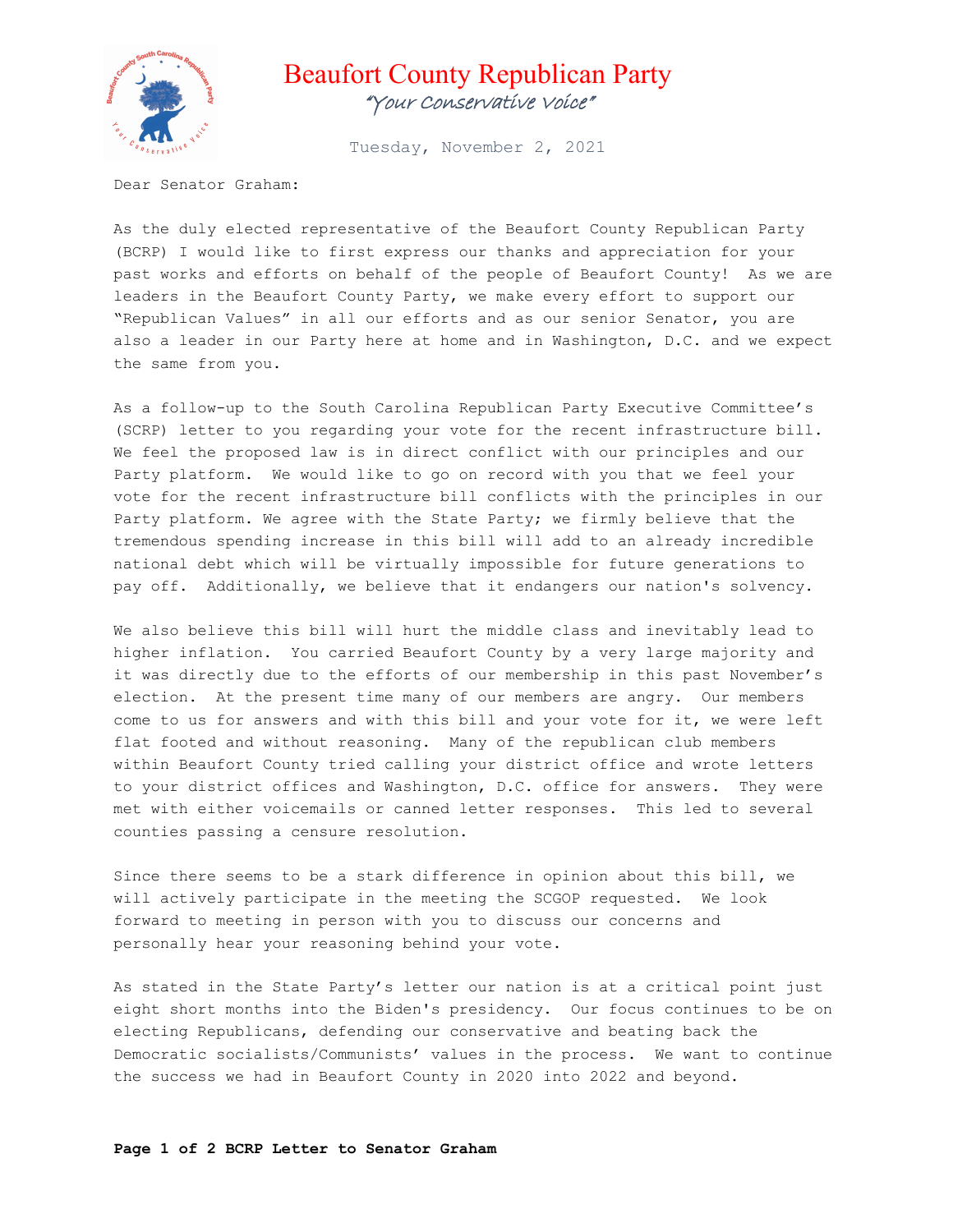# Beaufort County Republican Party

*"Your Conservative Voice"*

Tuesday, November 2, 2021

Dear Senator Graham:

As the duly elected representative of the Beaufort County Republican Party (BCRP) I would like to first express our thanks and appreciation for your past works and efforts on behalf of the people of Beaufort County! As we are leaders in the Beaufort County Party, we make every effort to support our "Republican Values" in all our efforts and as our senior Senator, you are also a leader in our Party here at home and in Washington, D.C. and we expect the same from you.

As a follow-up to the South Carolina Republican Party Executive Committee's (SCRP) letter to you regarding your vote for the recent infrastructure bill. We feel the proposed law is in direct conflict with our principles and our Party platform. We would like to go on record with you that we feel your vote for the recent infrastructure bill conflicts with the principles in our Party platform. We agree with the State Party; we firmly believe that the tremendous spending increase in this bill will add to an already incredible national debt which will be virtually impossible for future generations to pay off. Additionally, we believe that it endangers our nation's solvency.

We also believe this bill will hurt the middle class and inevitably lead to higher inflation. You carried Beaufort County by a very large majority and it was directly due to the efforts of our membership in this past November's election. At the present time many of our members are angry. Our members come to us for answers and with this bill and your vote for it, we were left flat footed and without reasoning. Many of the republican club members within Beaufort County tried calling your district office and wrote letters to your district offices and Washington, D.C. office for answers. They were met with either voicemails or canned letter responses. This led to several counties passing a censure resolution.

Since there seems to be a stark difference in opinion about this bill, we will actively participate in the meeting the SCGOP requested. We look forward to meeting in person with you to discuss our concerns and personally hear your reasoning behind your vote.

As stated in the State Party's letter our nation is at a critical point just eight short months into the Biden's presidency. Our focus continues to be on electing Republicans, defending our conservative and beating back the Democratic socialists/Communists' values in the process. We want to continue the success we had in Beaufort County in 2020 into 2022 and beyond.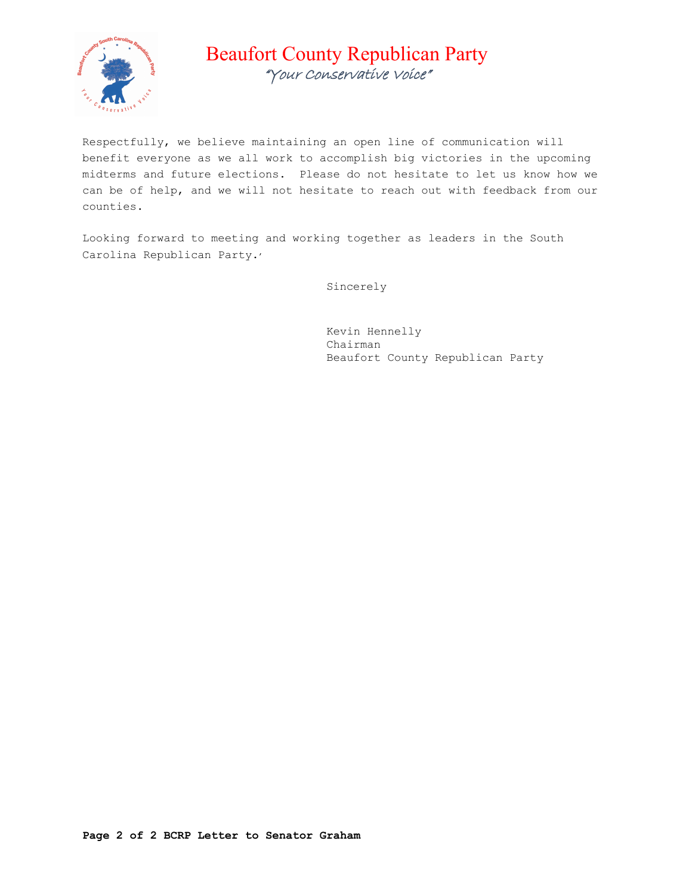# Beaufort County Republican Party

*"Your Conservative Voice"*

Respectfully, we believe maintaining an open line of communication will benefit everyone as we all work to accomplish big victories in the upcoming midterms and future elections. Please do not hesitate to let us know how we can be of help, and we will not hesitate to reach out with feedback from our counties.

Looking forward to meeting and working together as leaders in the South Carolina Republican Party.

Sincerely

Kevin Hennelly
Chairman
Beaufort County Republican Party